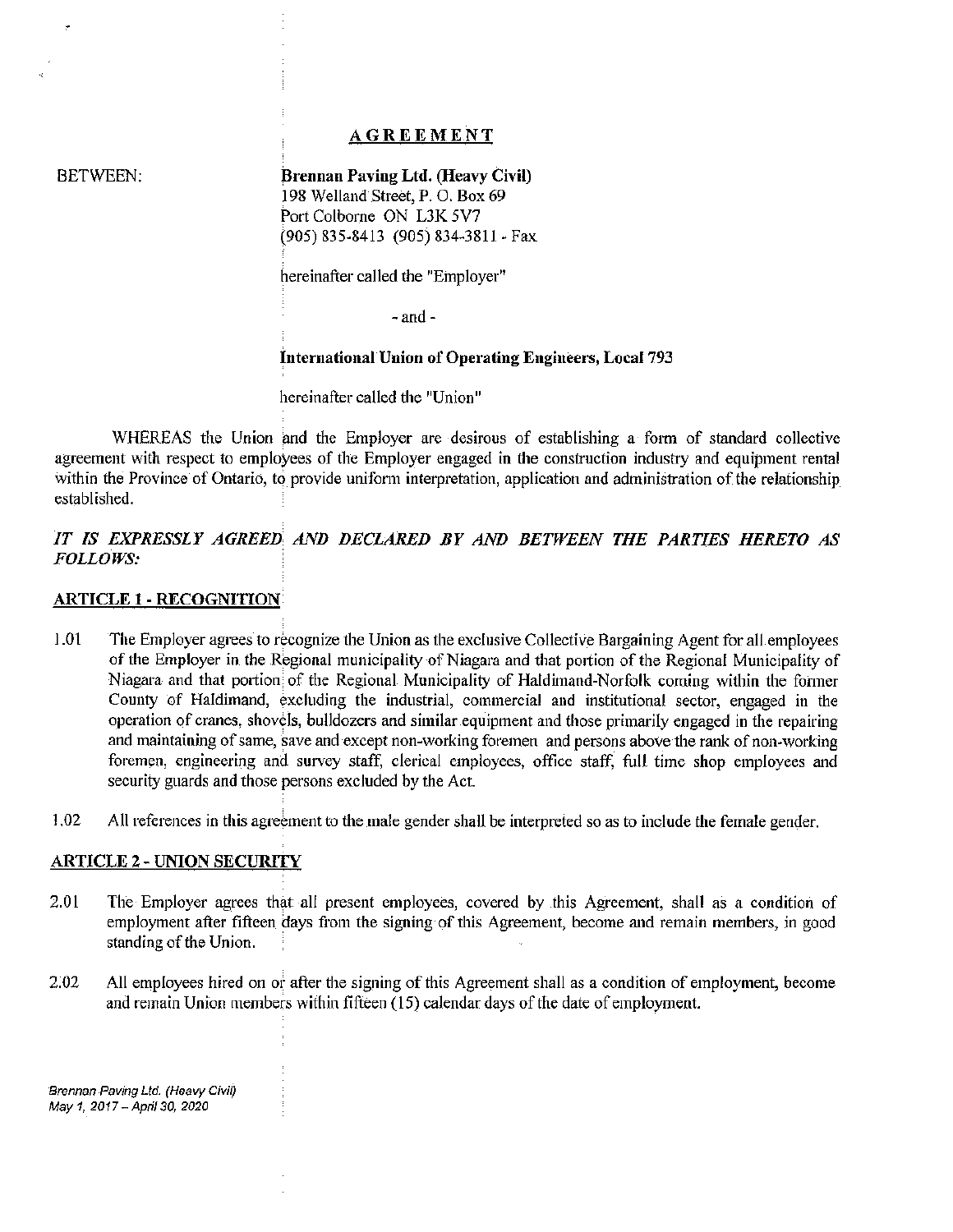# AGREEMENT

BETWEEN:

**Brennan Paving Ltd. (Heavy Civil)**
198 Welland Street, P. O. Box 69
Port Colborne ON L3K 5V7
(905) 835-8413 (905) 834-3811 - Fax

hereinafter called the "Employer"

- and -

**International Union of Operating Engineers, Local 793**

hereinafter called the "Union"

WHEREAS the Union and the Employer are desirous of establishing a form of standard collective agreement with respect to employees of the Employer engaged in the construction industry and equipment rental within the Province of Ontario, to provide uniform interpretation, application and administration of the relationship established.

***IT IS EXPRESSLY AGREED AND DECLARED BY AND BETWEEN THE PARTIES HERETO AS FOLLOWS:***

## ARTICLE 1 - RECOGNITION

1.01 The Employer agrees to recognize the Union as the exclusive Collective Bargaining Agent for all employees of the Employer in the Regional municipality of Niagara and that portion of the Regional Municipality of Niagara and that portion of the Regional Municipality of Haldimand-Norfolk coming within the former County of Haldimand, excluding the industrial, commercial and institutional sector, engaged in the operation of cranes, shovels, bulldozers and similar equipment and those primarily engaged in the repairing and maintaining of same, save and except non-working foremen and persons above the rank of non-working foremen, engineering and survey staff, clerical employees, office staff, full time shop employees and security guards and those persons excluded by the Act.

1.02 All references in this agreement to the male gender shall be interpreted so as to include the female gender.

## ARTICLE 2 - UNION SECURITY

2.01 The Employer agrees that all present employees, covered by this Agreement, shall as a condition of employment after fifteen days from the signing of this Agreement, become and remain members, in good standing of the Union.

2.02 All employees hired on or after the signing of this Agreement shall as a condition of employment, become and remain Union members within fifteen (15) calendar days of the date of employment.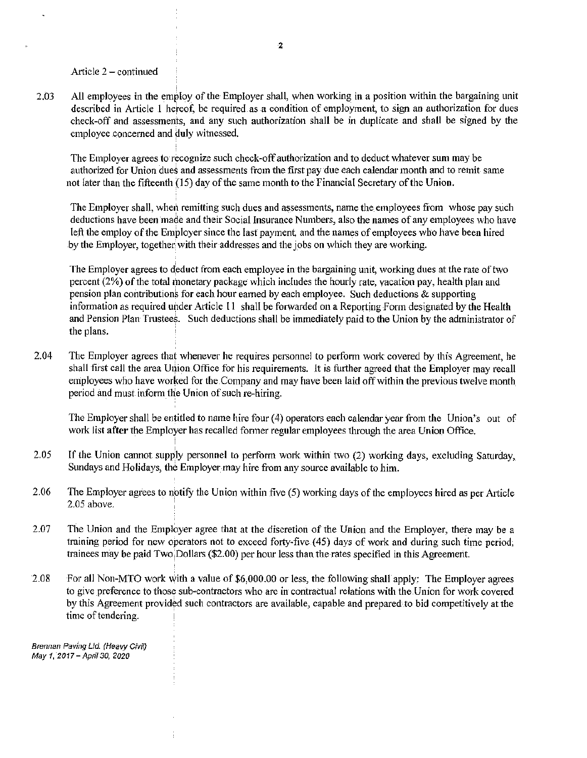Article 2 – continued

2.03 All employees in the employ of the Employer shall, when working in a position within the bargaining unit described in Article 1 hereof, be required as a condition of employment, to sign an authorization for dues check-off and assessments, and any such authorization shall be in duplicate and shall be signed by the employee concerned and duly witnessed.

The Employer agrees to recognize such check-off authorization and to deduct whatever sum may be authorized for Union dues and assessments from the first pay due each calendar month and to remit same not later than the fifteenth (15) day of the same month to the Financial Secretary of the Union.

The Employer shall, when remitting such dues and assessments, name the employees from whose pay such deductions have been made and their Social Insurance Numbers, also the names of any employees who have left the employ of the Employer since the last payment, and the names of employees who have been hired by the Employer, together with their addresses and the jobs on which they are working.

The Employer agrees to deduct from each employee in the bargaining unit, working dues at the rate of two percent (2%) of the total monetary package which includes the hourly rate, vacation pay, health plan and pension plan contributions for each hour earned by each employee. Such deductions & supporting information as required under Article 11 shall be forwarded on a Reporting Form designated by the Health and Pension Plan Trustees. Such deductions shall be immediately paid to the Union by the administrator of the plans.

2.04 The Employer agrees that whenever he requires personnel to perform work covered by this Agreement, he shall first call the area Union Office for his requirements. It is further agreed that the Employer may recall employees who have worked for the Company and may have been laid off within the previous twelve month period and must inform the Union of such re-hiring.

The Employer shall be entitled to name hire four (4) operators each calendar year from the Union's out of work list **after** the Employer has recalled former regular employees through the area Union Office.

2.05 If the Union cannot supply personnel to perform work within two (2) working days, excluding Saturday, Sundays and Holidays, the Employer may hire from any source available to him.

2.06 The Employer agrees to notify the Union within five (5) working days of the employees hired as per Article 2.05 above.

2.07 The Union and the Employer agree that at the discretion of the Union and the Employer, there may be a training period for new operators not to exceed forty-five (45) days of work and during such time period, trainees may be paid Two Dollars ($2.00) per hour less than the rates specified in this Agreement.

2.08 For all Non-MTO work with a value of $6,000.00 or less, the following shall apply: The Employer agrees to give preference to those sub-contractors who are in contractual relations with the Union for work covered by this Agreement provided such contractors are available, capable and prepared to bid competitively at the time of tendering.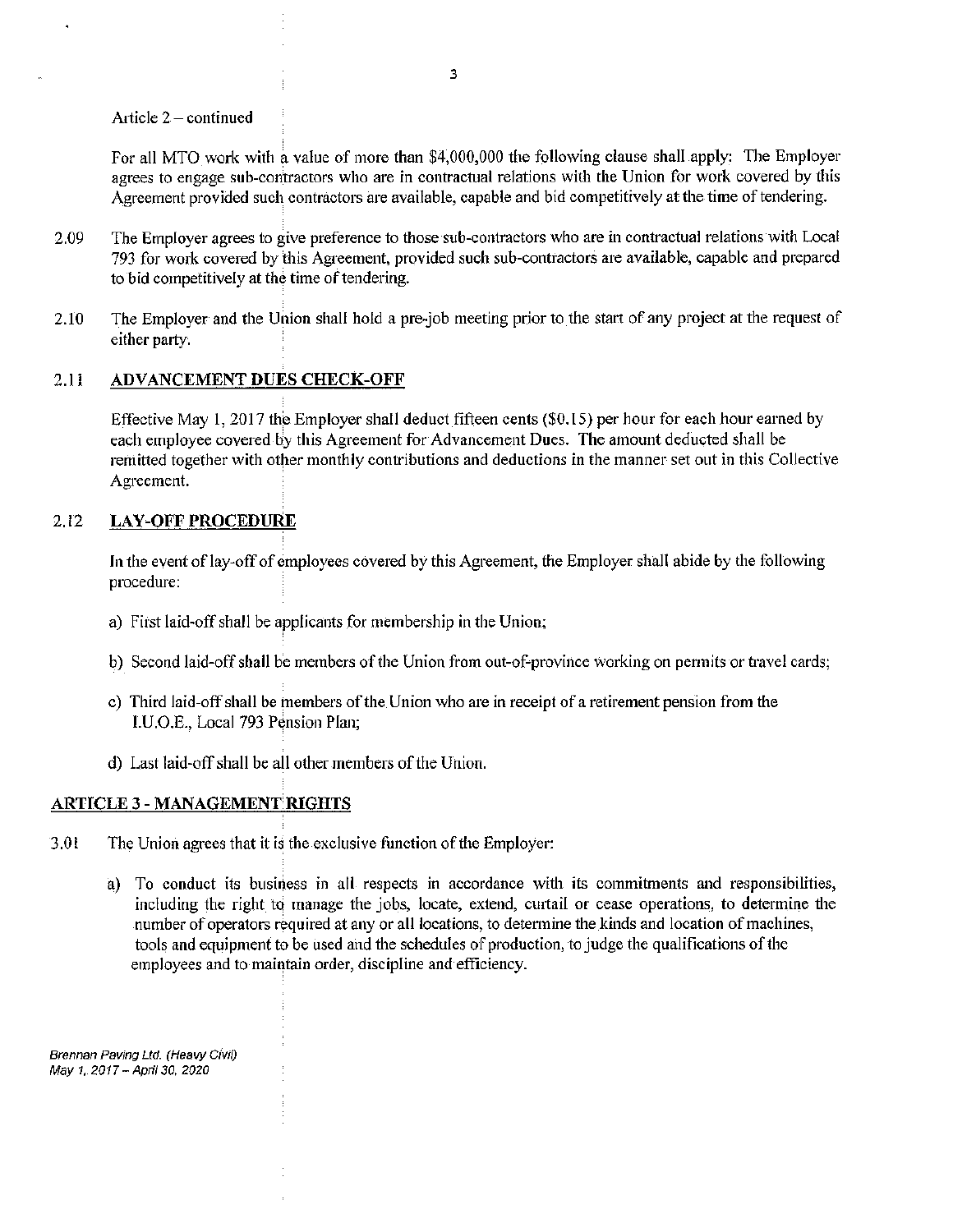Article 2 – continued

For all MTO work with a value of more than $4,000,000 the following clause shall apply: The Employer agrees to engage sub-contractors who are in contractual relations with the Union for work covered by this Agreement provided such contractors are available, capable and bid competitively at the time of tendering.

2.09 The Employer agrees to give preference to those sub-contractors who are in contractual relations with Local 793 for work covered by this Agreement, provided such sub-contractors are available, capable and prepared to bid competitively at the time of tendering.

2.10 The Employer and the Union shall hold a pre-job meeting prior to the start of any project at the request of either party.

## 2.11 ADVANCEMENT DUES CHECK-OFF

Effective May 1, 2017 the Employer shall deduct fifteen cents ($0.15) per hour for each hour earned by each employee covered by this Agreement for Advancement Dues. The amount deducted shall be remitted together with other monthly contributions and deductions in the manner set out in this Collective Agreement.

## 2.12 LAY-OFF PROCEDURE

In the event of lay-off of employees covered by this Agreement, the Employer shall abide by the following procedure:

a) First laid-off shall be applicants for membership in the Union;

b) Second laid-off shall be members of the Union from out-of-province working on permits or travel cards;

c) Third laid-off shall be members of the Union who are in receipt of a retirement pension from the I.U.O.E., Local 793 Pension Plan;

d) Last laid-off shall be all other members of the Union.

## ARTICLE 3 - MANAGEMENT RIGHTS

3.01 The Union agrees that it is the exclusive function of the Employer:

a) To conduct its business in all respects in accordance with its commitments and responsibilities, including the right to manage the jobs, locate, extend, curtail or cease operations, to determine the number of operators required at any or all locations, to determine the kinds and location of machines, tools and equipment to be used and the schedules of production, to judge the qualifications of the employees and to maintain order, discipline and efficiency.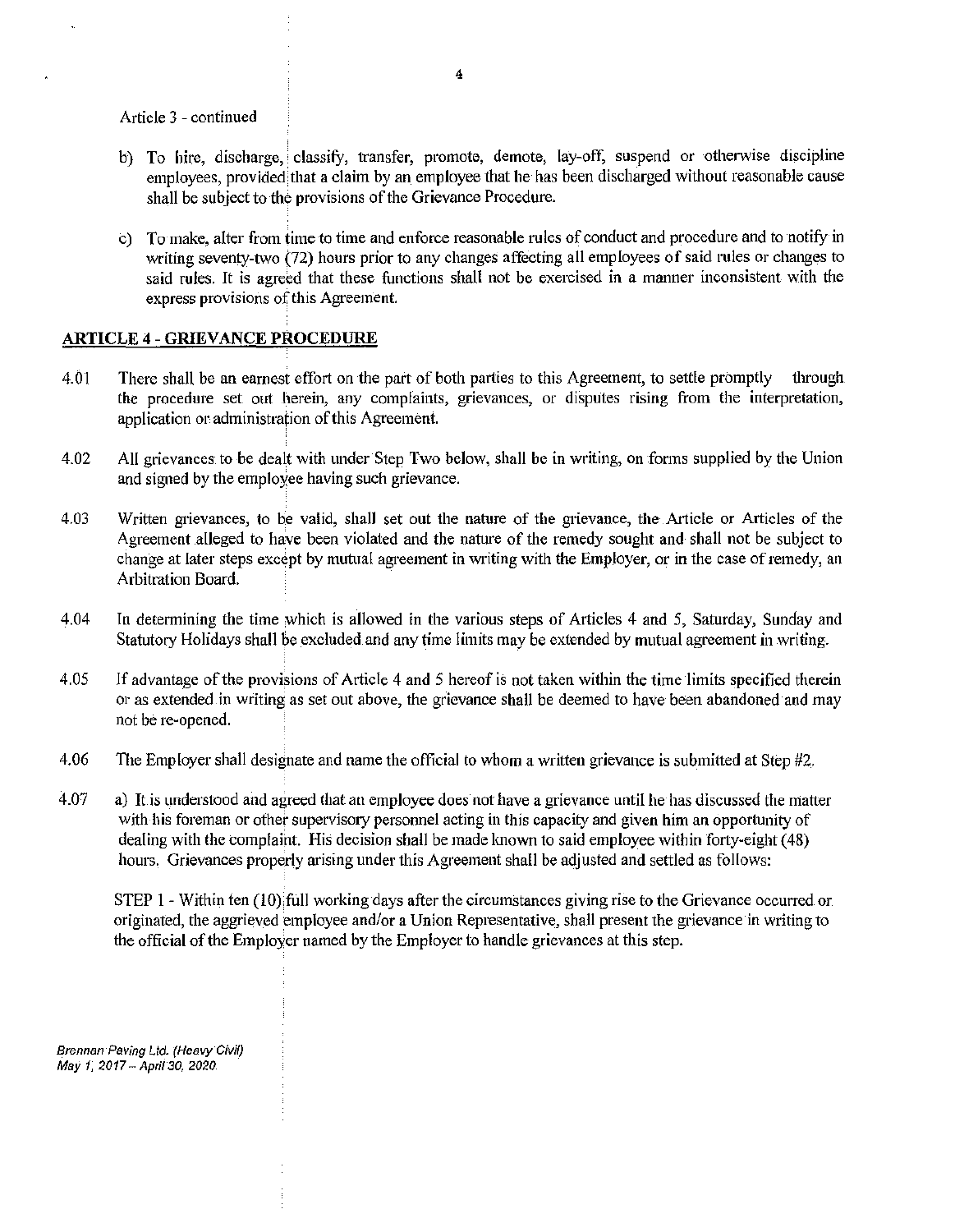Article 3 - continued

b) To hire, discharge, classify, transfer, promote, demote, lay-off, suspend or otherwise discipline employees, provided that a claim by an employee that he has been discharged without reasonable cause shall be subject to the provisions of the Grievance Procedure.

c) To make, alter from time to time and enforce reasonable rules of conduct and procedure and to notify in writing seventy-two (72) hours prior to any changes affecting all employees of said rules or changes to said rules. It is agreed that these functions shall not be exercised in a manner inconsistent with the express provisions of this Agreement.

## ARTICLE 4 - GRIEVANCE PROCEDURE

4.01 There shall be an earnest effort on the part of both parties to this Agreement, to settle promptly through the procedure set out herein, any complaints, grievances, or disputes rising from the interpretation, application or administration of this Agreement.

4.02 All grievances to be dealt with under Step Two below, shall be in writing, on forms supplied by the Union and signed by the employee having such grievance.

4.03 Written grievances, to be valid, shall set out the nature of the grievance, the Article or Articles of the Agreement alleged to have been violated and the nature of the remedy sought and shall not be subject to change at later steps except by mutual agreement in writing with the Employer, or in the case of remedy, an Arbitration Board.

4.04 In determining the time which is allowed in the various steps of Articles 4 and 5, Saturday, Sunday and Statutory Holidays shall be excluded and any time limits may be extended by mutual agreement in writing.

4.05 If advantage of the provisions of Article 4 and 5 hereof is not taken within the time limits specified therein or as extended in writing as set out above, the grievance shall be deemed to have been abandoned and may not be re-opened.

4.06 The Employer shall designate and name the official to whom a written grievance is submitted at Step #2.

4.07 a) It is understood and agreed that an employee does not have a grievance until he has discussed the matter with his foreman or other supervisory personnel acting in this capacity and given him an opportunity of dealing with the complaint. His decision shall be made known to said employee within forty-eight (48) hours. Grievances properly arising under this Agreement shall be adjusted and settled as follows:

STEP 1 - Within ten (10) full working days after the circumstances giving rise to the Grievance occurred or originated, the aggrieved employee and/or a Union Representative, shall present the grievance in writing to the official of the Employer named by the Employer to handle grievances at this step.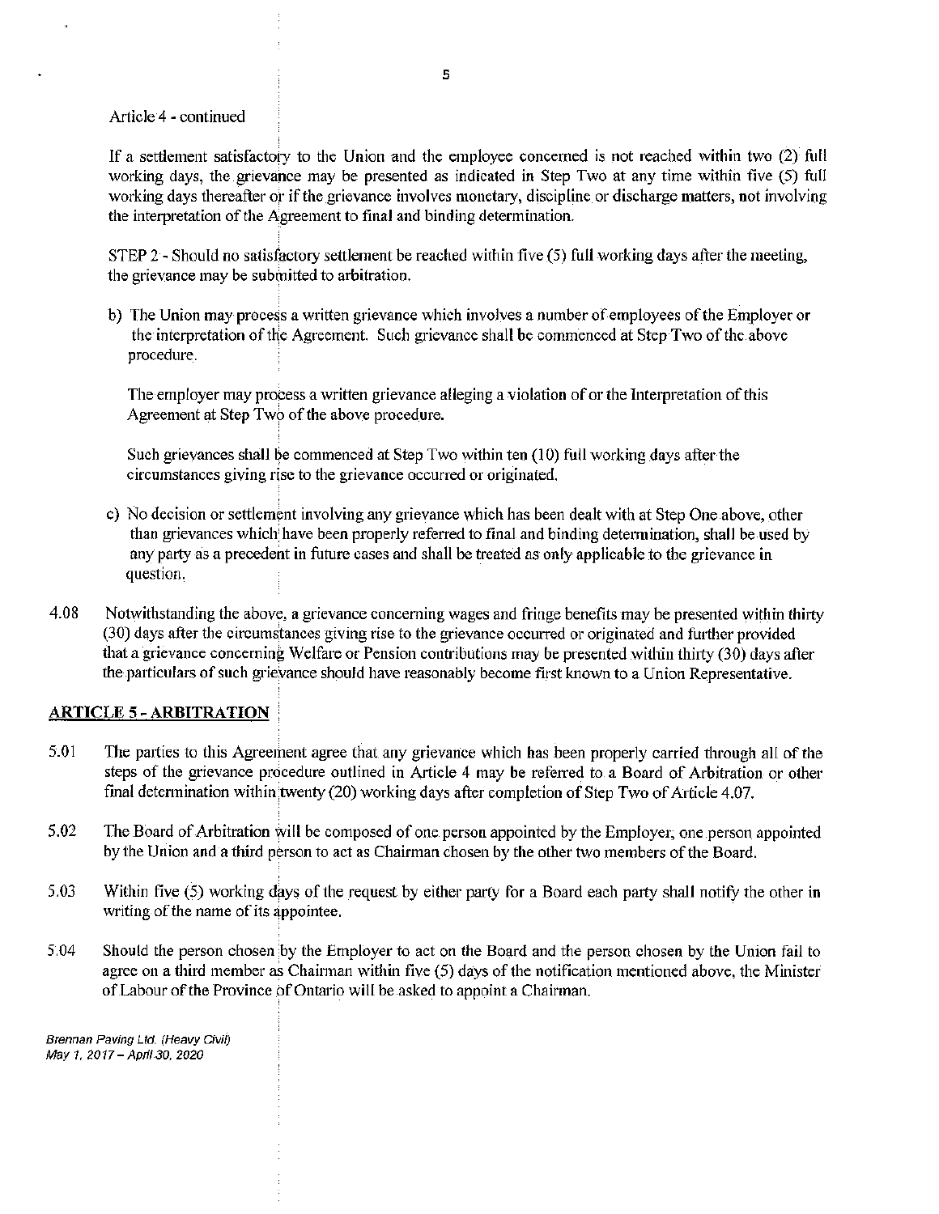Article 4 - continued

If a settlement satisfactory to the Union and the employee concerned is not reached within two (2) full working days, the grievance may be presented as indicated in Step Two at any time within five (5) full working days thereafter or if the grievance involves monetary, discipline or discharge matters, not involving the interpretation of the Agreement to final and binding determination.

STEP 2 - Should no satisfactory settlement be reached within five (5) full working days after the meeting, the grievance may be submitted to arbitration.

b) The Union may process a written grievance which involves a number of employees of the Employer or the interpretation of the Agreement. Such grievance shall be commenced at Step Two of the above procedure.

   The employer may process a written grievance alleging a violation of or the Interpretation of this Agreement at Step Two of the above procedure.

   Such grievances shall be commenced at Step Two within ten (10) full working days after the circumstances giving rise to the grievance occurred or originated.

c) No decision or settlement involving any grievance which has been dealt with at Step One above, other than grievances which have been properly referred to final and binding determination, shall be used by any party as a precedent in future cases and shall be treated as only applicable to the grievance in question.

4.08 Notwithstanding the above, a grievance concerning wages and fringe benefits may be presented within thirty (30) days after the circumstances giving rise to the grievance occurred or originated and further provided that a grievance concerning Welfare or Pension contributions may be presented within thirty (30) days after the particulars of such grievance should have reasonably become first known to a Union Representative.

## ARTICLE 5 - ARBITRATION

5.01 The parties to this Agreement agree that any grievance which has been properly carried through all of the steps of the grievance procedure outlined in Article 4 may be referred to a Board of Arbitration or other final determination within twenty (20) working days after completion of Step Two of Article 4.07.

5.02 The Board of Arbitration will be composed of one person appointed by the Employer, one person appointed by the Union and a third person to act as Chairman chosen by the other two members of the Board.

5.03 Within five (5) working days of the request by either party for a Board each party shall notify the other in writing of the name of its appointee.

5.04 Should the person chosen by the Employer to act on the Board and the person chosen by the Union fail to agree on a third member as Chairman within five (5) days of the notification mentioned above, the Minister of Labour of the Province of Ontario will be asked to appoint a Chairman.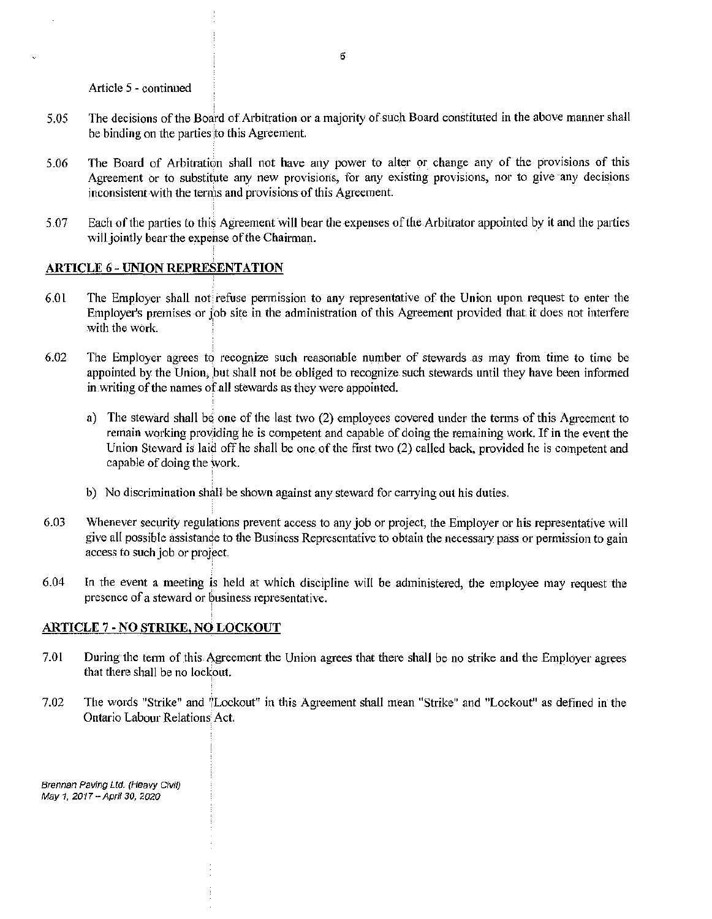Article 5 - continued

5.05 The decisions of the Board of Arbitration or a majority of such Board constituted in the above manner shall be binding on the parties to this Agreement.

5.06 The Board of Arbitration shall not have any power to alter or change any of the provisions of this Agreement or to substitute any new provisions, for any existing provisions, nor to give any decisions inconsistent with the terms and provisions of this Agreement.

5.07 Each of the parties to this Agreement will bear the expenses of the Arbitrator appointed by it and the parties will jointly bear the expense of the Chairman.

## ARTICLE 6 - UNION REPRESENTATION

6.01 The Employer shall not refuse permission to any representative of the Union upon request to enter the Employer's premises or job site in the administration of this Agreement provided that it does not interfere with the work.

6.02 The Employer agrees to recognize such reasonable number of stewards as may from time to time be appointed by the Union, but shall not be obliged to recognize such stewards until they have been informed in writing of the names of all stewards as they were appointed.

a) The steward shall be one of the last two (2) employees covered under the terms of this Agreement to remain working providing he is competent and capable of doing the remaining work. If in the event the Union Steward is laid off he shall be one of the first two (2) called back, provided he is competent and capable of doing the work.

b) No discrimination shall be shown against any steward for carrying out his duties.

6.03 Whenever security regulations prevent access to any job or project, the Employer or his representative will give all possible assistance to the Business Representative to obtain the necessary pass or permission to gain access to such job or project.

6.04 In the event a meeting is held at which discipline will be administered, the employee may request the presence of a steward or business representative.

## ARTICLE 7 - NO STRIKE, NO LOCKOUT

7.01 During the term of this Agreement the Union agrees that there shall be no strike and the Employer agrees that there shall be no lockout.

7.02 The words "Strike" and "Lockout" in this Agreement shall mean "Strike" and "Lockout" as defined in the Ontario Labour Relations Act.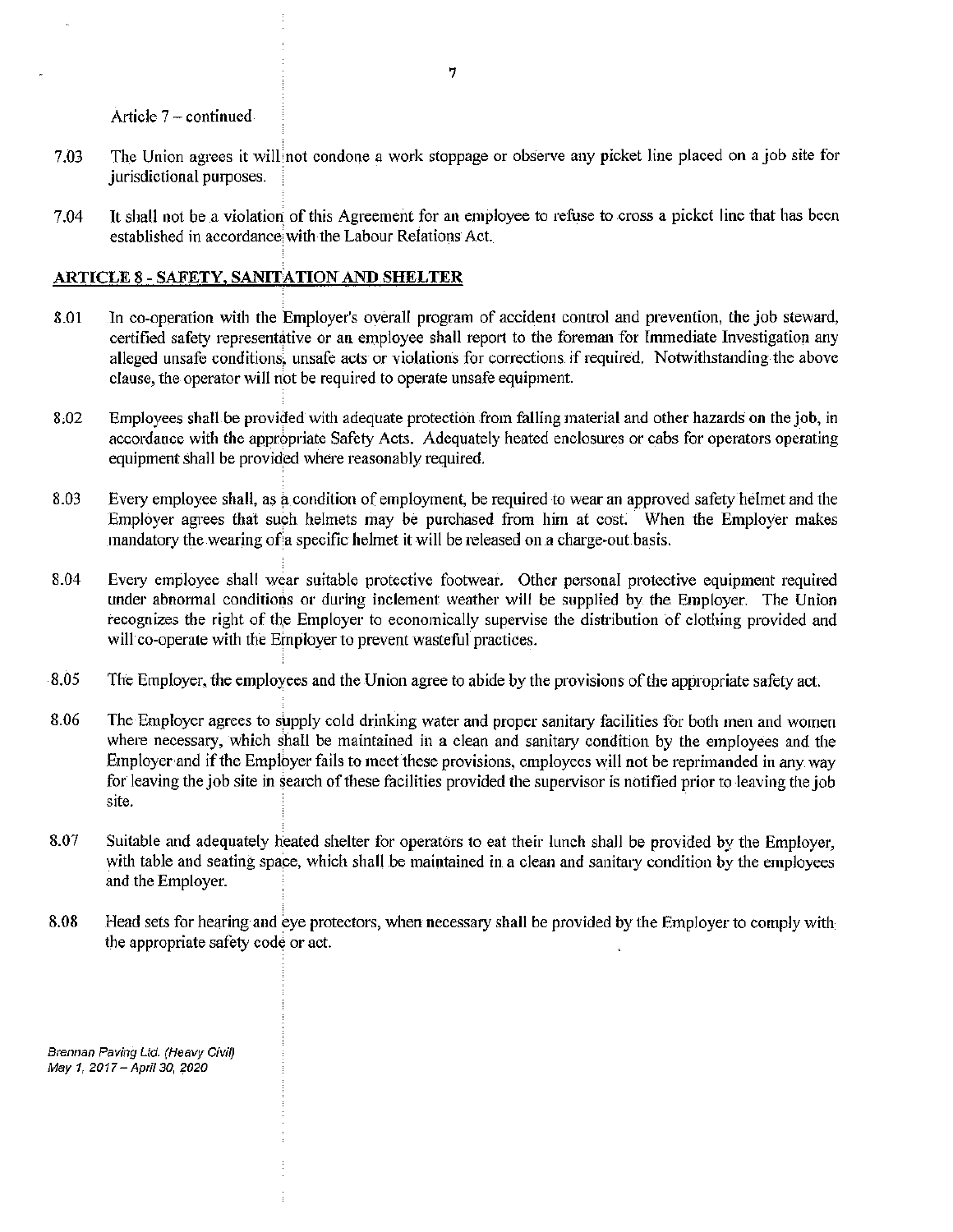Article 7 – continued

7.03 The Union agrees it will not condone a work stoppage or observe any picket line placed on a job site for jurisdictional purposes.

7.04 It shall not be a violation of this Agreement for an employee to refuse to cross a picket line that has been established in accordance with the Labour Relations Act.

## ARTICLE 8 - SAFETY, SANITATION AND SHELTER

8.01 In co-operation with the Employer's overall program of accident control and prevention, the job steward, certified safety representative or an employee shall report to the foreman for Immediate Investigation any alleged unsafe conditions, unsafe acts or violations for corrections if required. Notwithstanding the above clause, the operator will not be required to operate unsafe equipment.

8.02 Employees shall be provided with adequate protection from falling material and other hazards on the job, in accordance with the appropriate Safety Acts. Adequately heated enclosures or cabs for operators operating equipment shall be provided where reasonably required.

8.03 Every employee shall, as a condition of employment, be required to wear an approved safety helmet and the Employer agrees that such helmets may be purchased from him at cost. When the Employer makes mandatory the wearing of a specific helmet it will be released on a charge-out basis.

8.04 Every employee shall wear suitable protective footwear. Other personal protective equipment required under abnormal conditions or during inclement weather will be supplied by the Employer. The Union recognizes the right of the Employer to economically supervise the distribution of clothing provided and will co-operate with the Employer to prevent wasteful practices.

8.05 The Employer, the employees and the Union agree to abide by the provisions of the appropriate safety act.

8.06 The Employer agrees to supply cold drinking water and proper sanitary facilities for both men and women where necessary, which shall be maintained in a clean and sanitary condition by the employees and the Employer and if the Employer fails to meet these provisions, employees will not be reprimanded in any way for leaving the job site in search of these facilities provided the supervisor is notified prior to leaving the job site.

8.07 Suitable and adequately heated shelter for operators to eat their lunch shall be provided by the Employer, with table and seating space, which shall be maintained in a clean and sanitary condition by the employees and the Employer.

8.08 Head sets for hearing and eye protectors, when necessary shall be provided by the Employer to comply with the appropriate safety code or act.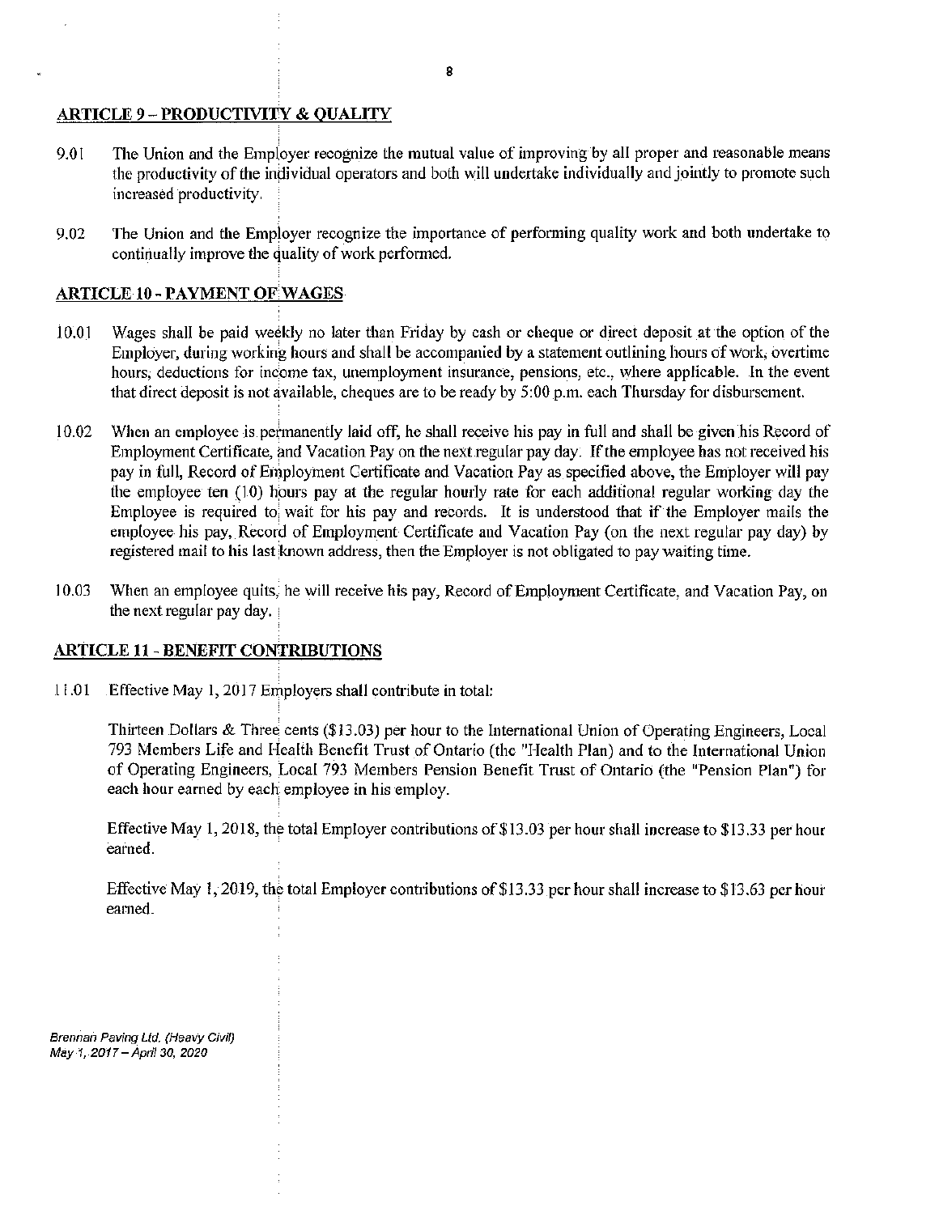## ARTICLE 9 – PRODUCTIVITY & QUALITY

9.01 The Union and the Employer recognize the mutual value of improving by all proper and reasonable means the productivity of the individual operators and both will undertake individually and jointly to promote such increased productivity.

9.02 The Union and the Employer recognize the importance of performing quality work and both undertake to continually improve the quality of work performed.

## ARTICLE 10 - PAYMENT OF WAGES

10.01 Wages shall be paid weekly no later than Friday by cash or cheque or direct deposit at the option of the Employer, during working hours and shall be accompanied by a statement outlining hours of work, overtime hours, deductions for income tax, unemployment insurance, pensions, etc., where applicable. In the event that direct deposit is not available, cheques are to be ready by 5:00 p.m. each Thursday for disbursement.

10.02 When an employee is permanently laid off, he shall receive his pay in full and shall be given his Record of Employment Certificate, and Vacation Pay on the next regular pay day. If the employee has not received his pay in full, Record of Employment Certificate and Vacation Pay as specified above, the Employer will pay the employee ten (10) hours pay at the regular hourly rate for each additional regular working day the Employee is required to wait for his pay and records. It is understood that if the Employer mails the employee his pay, Record of Employment Certificate and Vacation Pay (on the next regular pay day) by registered mail to his last known address, then the Employer is not obligated to pay waiting time.

10.03 When an employee quits, he will receive his pay, Record of Employment Certificate, and Vacation Pay, on the next regular pay day.

## ARTICLE 11 - BENEFIT CONTRIBUTIONS

11.01 Effective May 1, 2017 Employers shall contribute in total:

Thirteen Dollars & Three cents ($13.03) per hour to the International Union of Operating Engineers, Local 793 Members Life and Health Benefit Trust of Ontario (the "Health Plan) and to the International Union of Operating Engineers, Local 793 Members Pension Benefit Trust of Ontario (the "Pension Plan") for each hour earned by each employee in his employ.

Effective May 1, 2018, the total Employer contributions of $13.03 per hour shall increase to $13.33 per hour earned.

Effective May 1, 2019, the total Employer contributions of $13.33 per hour shall increase to $13.63 per hour earned.

*Brennan Paving Ltd. (Heavy Civil)*
*May 1, 2017 – April 30, 2020*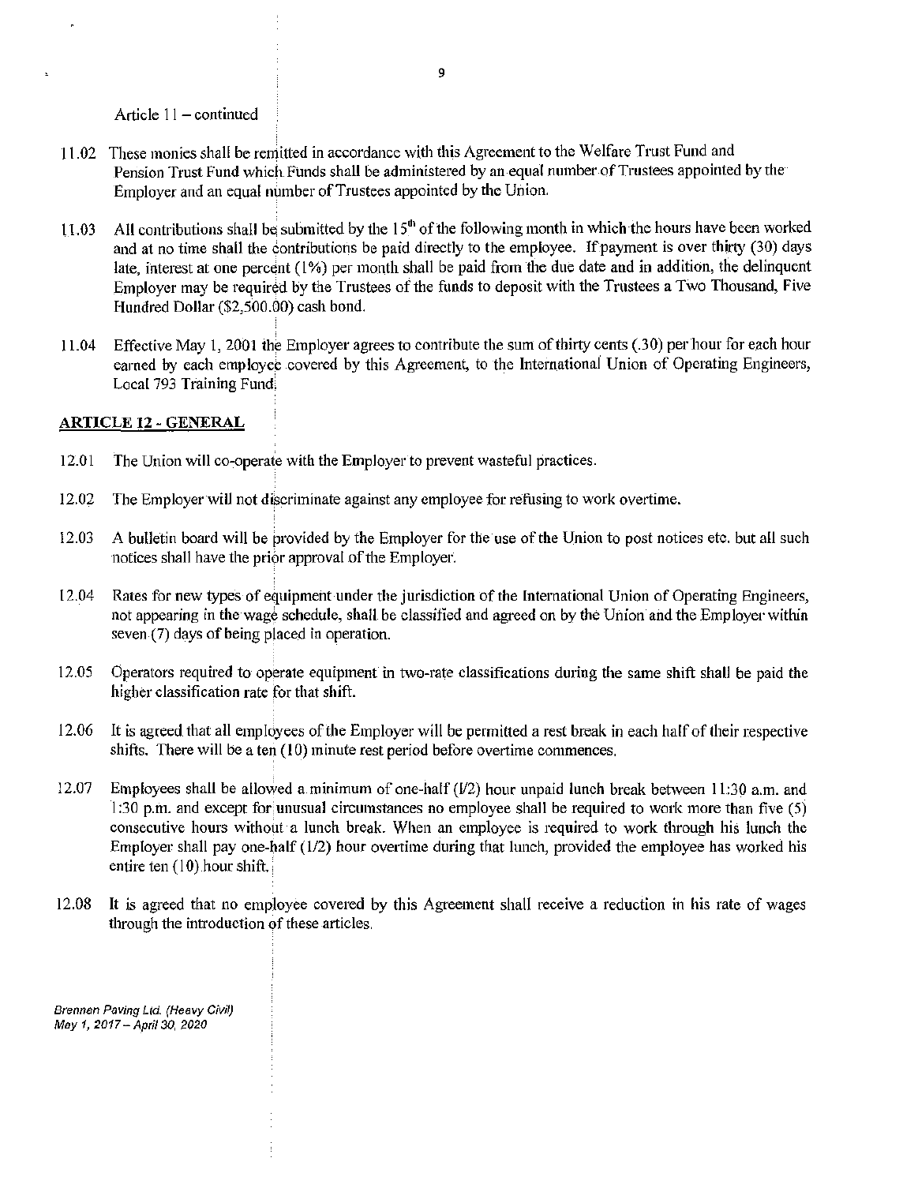Article 11 – continued

11.02 These monies shall be remitted in accordance with this Agreement to the Welfare Trust Fund and Pension Trust Fund which Funds shall be administered by an equal number of Trustees appointed by the Employer and an equal number of Trustees appointed by the Union.

11.03 All contributions shall be submitted by the 15th of the following month in which the hours have been worked and at no time shall the contributions be paid directly to the employee. If payment is over thirty (30) days late, interest at one percent (1%) per month shall be paid from the due date and in addition, the delinquent Employer may be required by the Trustees of the funds to deposit with the Trustees a Two Thousand, Five Hundred Dollar ($2,500.00) cash bond.

11.04 Effective May 1, 2001 the Employer agrees to contribute the sum of thirty cents (.30) per hour for each hour earned by each employee covered by this Agreement, to the International Union of Operating Engineers, Local 793 Training Fund.

## ARTICLE 12 - GENERAL

12.01 The Union will co-operate with the Employer to prevent wasteful practices.

12.02 The Employer will not discriminate against any employee for refusing to work overtime.

12.03 A bulletin board will be provided by the Employer for the use of the Union to post notices etc. but all such notices shall have the prior approval of the Employer.

12.04 Rates for new types of equipment under the jurisdiction of the International Union of Operating Engineers, not appearing in the wage schedule, shall be classified and agreed on by the Union and the Employer within seven (7) days of being placed in operation.

12.05 Operators required to operate equipment in two-rate classifications during the same shift shall be paid the higher classification rate for that shift.

12.06 It is agreed that all employees of the Employer will be permitted a rest break in each half of their respective shifts. There will be a ten (10) minute rest period before overtime commences.

12.07 Employees shall be allowed a minimum of one-half (1/2) hour unpaid lunch break between 11:30 a.m. and 1:30 p.m. and except for unusual circumstances no employee shall be required to work more than five (5) consecutive hours without a lunch break. When an employee is required to work through his lunch the Employer shall pay one-half (1/2) hour overtime during that lunch, provided the employee has worked his entire ten (10) hour shift.

12.08 It is agreed that no employee covered by this Agreement shall receive a reduction in his rate of wages through the introduction of these articles.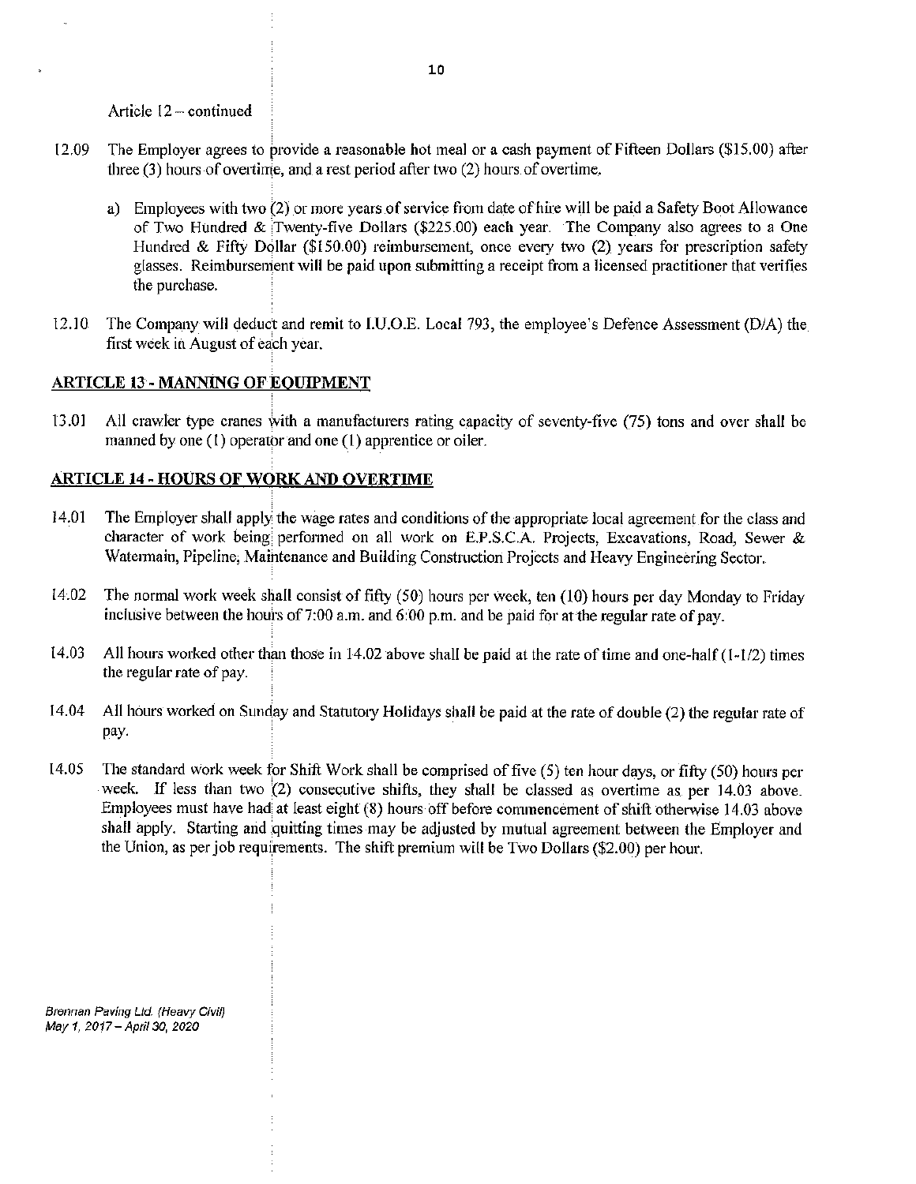Article 12 – continued

12.09 The Employer agrees to provide a reasonable hot meal or a cash payment of Fifteen Dollars ($15.00) after three (3) hours of overtime, and a rest period after two (2) hours of overtime.

a) Employees with two (2) or more years of service from date of hire will be paid a Safety Boot Allowance of Two Hundred & Twenty-five Dollars ($225.00) each year. The Company also agrees to a One Hundred & Fifty Dollar ($150.00) reimbursement, once every two (2) years for prescription safety glasses. Reimbursement will be paid upon submitting a receipt from a licensed practitioner that verifies the purchase.

12.10 The Company will deduct and remit to I.U.O.E. Local 793, the employee's Defence Assessment (D/A) the first week in August of each year.

## ARTICLE 13 - MANNING OF EQUIPMENT

13.01 All crawler type cranes with a manufacturers rating capacity of seventy-five (75) tons and over shall be manned by one (1) operator and one (1) apprentice or oiler.

## ARTICLE 14 - HOURS OF WORK AND OVERTIME

14.01 The Employer shall apply the wage rates and conditions of the appropriate local agreement for the class and character of work being performed on all work on E.P.S.C.A. Projects, Excavations, Road, Sewer & Watermain, Pipeline, Maintenance and Building Construction Projects and Heavy Engineering Sector.

14.02 The normal work week shall consist of fifty (50) hours per week, ten (10) hours per day Monday to Friday inclusive between the hours of 7:00 a.m. and 6:00 p.m. and be paid for at the regular rate of pay.

14.03 All hours worked other than those in 14.02 above shall be paid at the rate of time and one-half (1-1/2) times the regular rate of pay.

14.04 All hours worked on Sunday and Statutory Holidays shall be paid at the rate of double (2) the regular rate of pay.

14.05 The standard work week for Shift Work shall be comprised of five (5) ten hour days, or fifty (50) hours per week. If less than two (2) consecutive shifts, they shall be classed as overtime as per 14.03 above. Employees must have had at least eight (8) hours off before commencement of shift otherwise 14.03 above shall apply. Starting and quitting times may be adjusted by mutual agreement between the Employer and the Union, as per job requirements. The shift premium will be Two Dollars ($2.00) per hour.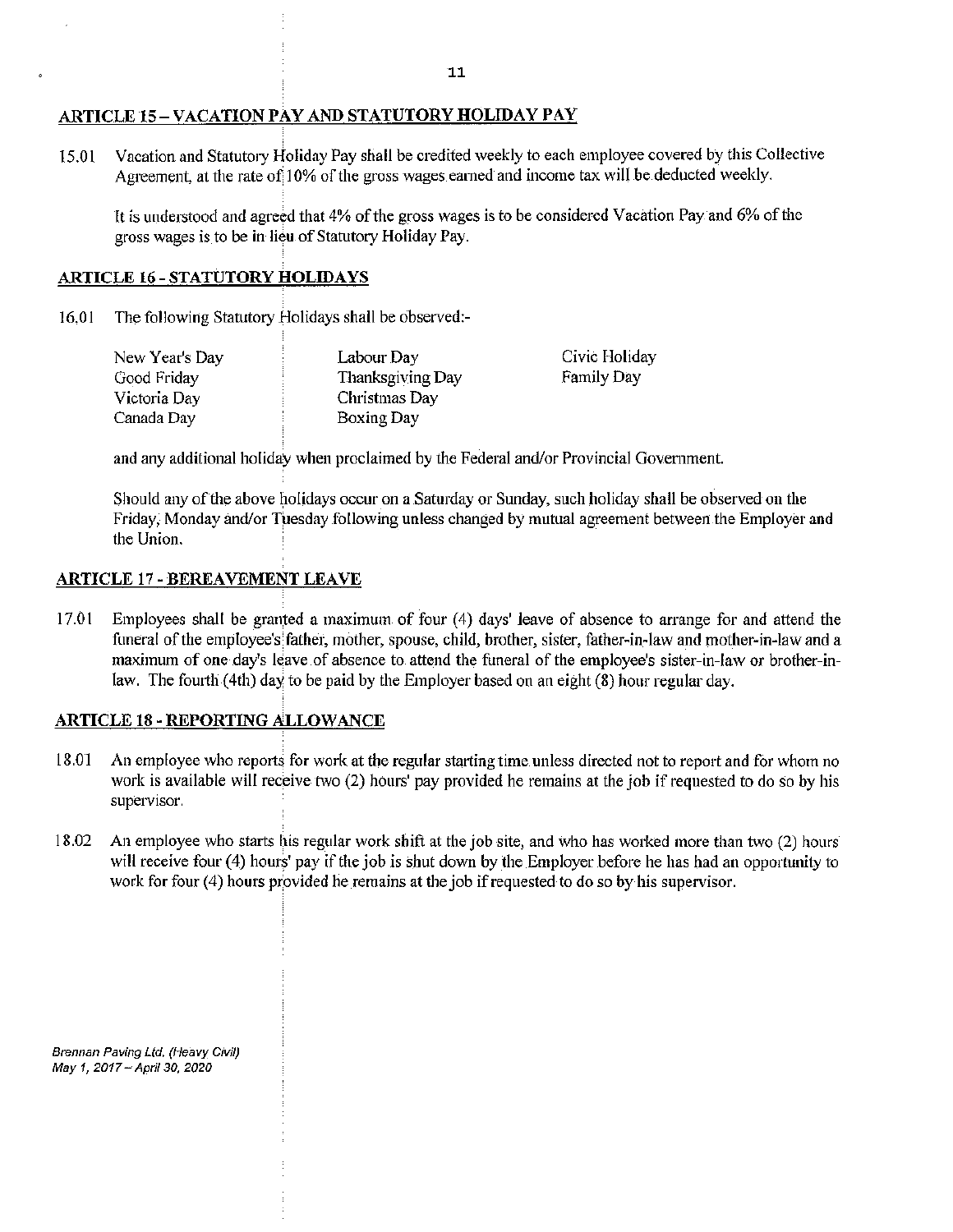## ARTICLE 15 – VACATION PAY AND STATUTORY HOLIDAY PAY

15.01 Vacation and Statutory Holiday Pay shall be credited weekly to each employee covered by this Collective Agreement, at the rate of 10% of the gross wages earned and income tax will be deducted weekly.

It is understood and agreed that 4% of the gross wages is to be considered Vacation Pay and 6% of the gross wages is to be in lieu of Statutory Holiday Pay.

## ARTICLE 16 - STATUTORY HOLIDAYS

16.01 The following Statutory Holidays shall be observed:-

| | | |
|---|---|---|
| New Year's Day | Labour Day | Civic Holiday |
| Good Friday | Thanksgiving Day | Family Day |
| Victoria Day | Christmas Day | |
| Canada Day | Boxing Day | |

and any additional holiday when proclaimed by the Federal and/or Provincial Government.

Should any of the above holidays occur on a Saturday or Sunday, such holiday shall be observed on the Friday, Monday and/or Tuesday following unless changed by mutual agreement between the Employer and the Union.

## ARTICLE 17 - BEREAVEMENT LEAVE

17.01 Employees shall be granted a maximum of four (4) days' leave of absence to arrange for and attend the funeral of the employee's father, mother, spouse, child, brother, sister, father-in-law and mother-in-law and a maximum of one day's leave of absence to attend the funeral of the employee's sister-in-law or brother-in-law. The fourth (4th) day to be paid by the Employer based on an eight (8) hour regular day.

## ARTICLE 18 - REPORTING ALLOWANCE

18.01 An employee who reports for work at the regular starting time unless directed not to report and for whom no work is available will receive two (2) hours' pay provided he remains at the job if requested to do so by his supervisor.

18.02 An employee who starts his regular work shift at the job site, and who has worked more than two (2) hours will receive four (4) hours' pay if the job is shut down by the Employer before he has had an opportunity to work for four (4) hours provided he remains at the job if requested to do so by his supervisor.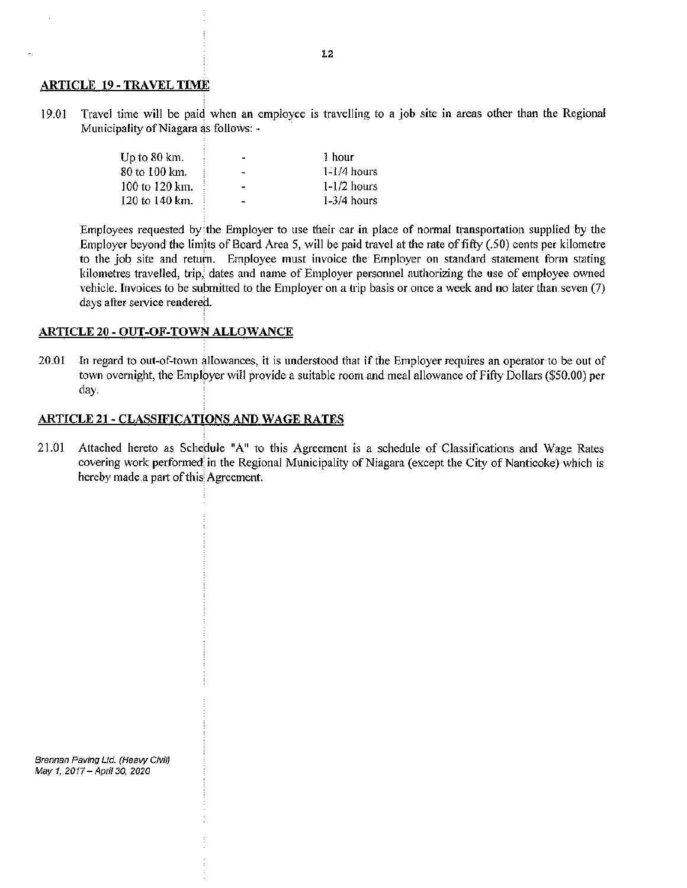## ARTICLE 19 - TRAVEL TIME

19.01 Travel time will be paid when an employee is travelling to a job site in areas other than the Regional Municipality of Niagara as follows: -

| | | |
|---|---|---|
| Up to 80 km. | - | 1 hour |
| 80 to 100 km. | - | 1-1/4 hours |
| 100 to 120 km. | - | 1-1/2 hours |
| 120 to 140 km. | - | 1-3/4 hours |

Employees requested by the Employer to use their car in place of normal transportation supplied by the Employer beyond the limits of Board Area 5, will be paid travel at the rate of fifty (.50) cents per kilometre to the job site and return. Employee must invoice the Employer on standard statement form stating kilometres travelled, trip, dates and name of Employer personnel authorizing the use of employee owned vehicle. Invoices to be submitted to the Employer on a trip basis or once a week and no later than seven (7) days after service rendered.

## ARTICLE 20 - OUT-OF-TOWN ALLOWANCE

20.01 In regard to out-of-town allowances, it is understood that if the Employer requires an operator to be out of town overnight, the Employer will provide a suitable room and meal allowance of Fifty Dollars ($50.00) per day.

## ARTICLE 21 - CLASSIFICATIONS AND WAGE RATES

21.01 Attached hereto as Schedule "A" to this Agreement is a schedule of Classifications and Wage Rates covering work performed in the Regional Municipality of Niagara (except the City of Nanticoke) which is hereby made a part of this Agreement.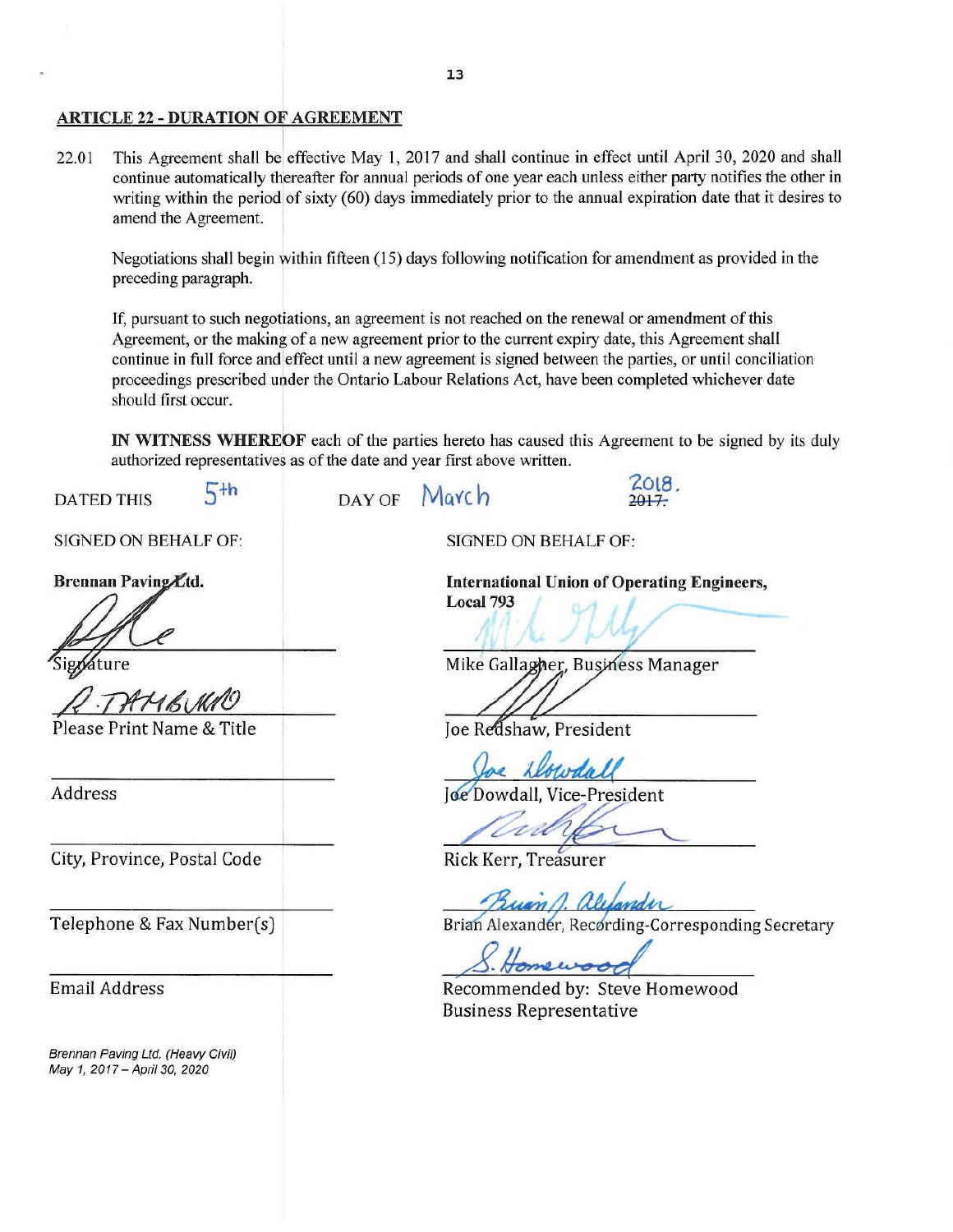## ARTICLE 22 - DURATION OF AGREEMENT

22.01 This Agreement shall be effective May 1, 2017 and shall continue in effect until April 30, 2020 and shall continue automatically thereafter for annual periods of one year each unless either party notifies the other in writing within the period of sixty (60) days immediately prior to the annual expiration date that it desires to amend the Agreement.

Negotiations shall begin within fifteen (15) days following notification for amendment as provided in the preceding paragraph.

If, pursuant to such negotiations, an agreement is not reached on the renewal or amendment of this Agreement, or the making of a new agreement prior to the current expiry date, this Agreement shall continue in full force and effect until a new agreement is signed between the parties, or until conciliation proceedings prescribed under the Ontario Labour Relations Act, have been completed whichever date should first occur.

**IN WITNESS WHEREOF** each of the parties hereto has caused this Agreement to be signed by its duly authorized representatives as of the date and year first above written.

DATED THIS 5th DAY OF March ~~2017.~~ 2018.

SIGNED ON BEHALF OF:

**Brennan Paving Ltd.**

Signature

R. TAMBURRO

Please Print Name & Title

Address

City, Province, Postal Code

Telephone & Fax Number(s)

Email Address

SIGNED ON BEHALF OF:

**International Union of Operating Engineers, Local 793**

Mike Gallagher, Business Manager

Joe Redshaw, President

Joe Dowdall, Vice-President

Rick Kerr, Treasurer

Brian Alexander, Recording-Corresponding Secretary

Recommended by: Steve Homewood
Business Representative

*Brennan Paving Ltd. (Heavy Civil)*
*May 1, 2017 – April 30, 2020*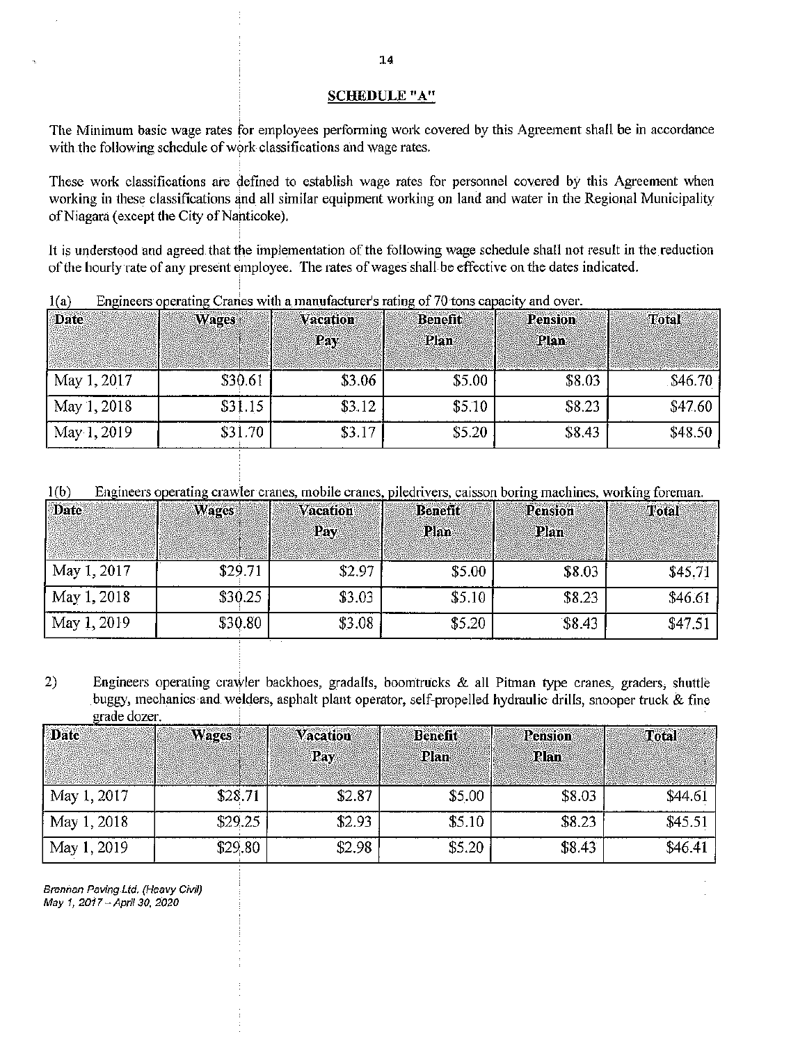## SCHEDULE "A"

The Minimum basic wage rates for employees performing work covered by this Agreement shall be in accordance with the following schedule of work classifications and wage rates.

These work classifications are defined to establish wage rates for personnel covered by this Agreement when working in these classifications and all similar equipment working on land and water in the Regional Municipality of Niagara (except the City of Nanticoke).

It is understood and agreed that the implementation of the following wage schedule shall not result in the reduction of the hourly rate of any present employee. The rates of wages shall be effective on the dates indicated.

1(a) Engineers operating Cranes with a manufacturer's rating of 70 tons capacity and over.

| Date | Wages | Vacation Pay | Benefit Plan | Pension Plan | Total |
|---|---|---|---|---|---|
| May 1, 2017 | $30.61 | $3.06 | $5.00 | $8.03 | $46.70 |
| May 1, 2018 | $31.15 | $3.12 | $5.10 | $8.23 | $47.60 |
| May 1, 2019 | $31.70 | $3.17 | $5.20 | $8.43 | $48.50 |

1(b) Engineers operating crawler cranes, mobile cranes, piledrivers, caisson boring machines, working foreman.

| Date | Wages | Vacation Pay | Benefit Plan | Pension Plan | Total |
|---|---|---|---|---|---|
| May 1, 2017 | $29.71 | $2.97 | $5.00 | $8.03 | $45.71 |
| May 1, 2018 | $30.25 | $3.03 | $5.10 | $8.23 | $46.61 |
| May 1, 2019 | $30.80 | $3.08 | $5.20 | $8.43 | $47.51 |

2) Engineers operating crawler backhoes, gradalls, boomtrucks & all Pitman type cranes, graders, shuttle buggy, mechanics and welders, asphalt plant operator, self-propelled hydraulic drills, snooper truck & fine grade dozer.

| Date | Wages | Vacation Pay | Benefit Plan | Pension Plan | Total |
|---|---|---|---|---|---|
| May 1, 2017 | $28.71 | $2.87 | $5.00 | $8.03 | $44.61 |
| May 1, 2018 | $29.25 | $2.93 | $5.10 | $8.23 | $45.51 |
| May 1, 2019 | $29.80 | $2.98 | $5.20 | $8.43 | $46.41 |

*Brennan Paving Ltd. (Heavy Civil)*
*May 1, 2017 – April 30, 2020*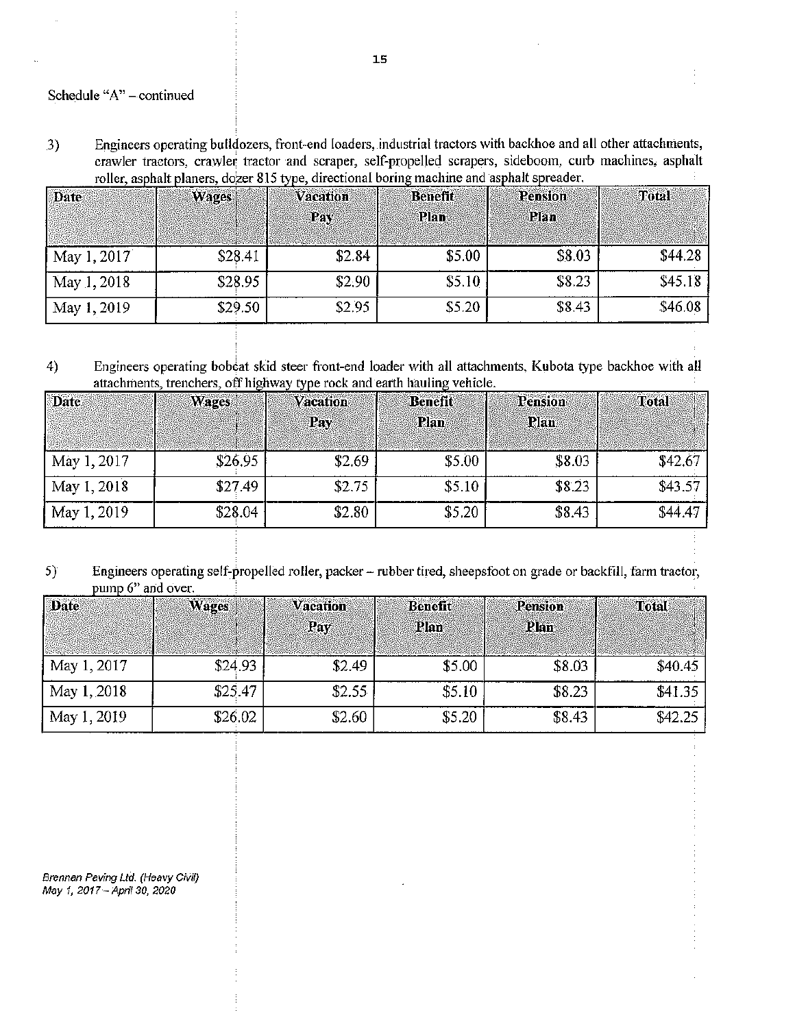Schedule "A" – continued

3) Engineers operating bulldozers, front-end loaders, industrial tractors with backhoe and all other attachments, crawler tractors, crawler tractor and scraper, self-propelled scrapers, sideboom, curb machines, asphalt roller, asphalt planers, dozer 815 type, directional boring machine and asphalt spreader.

| Date | Wages | Vacation Pay | Benefit Plan | Pension Plan | Total |
|---|---|---|---|---|---|
| May 1, 2017 | $28.41 | $2.84 | $5.00 | $8.03 | $44.28 |
| May 1, 2018 | $28.95 | $2.90 | $5.10 | $8.23 | $45.18 |
| May 1, 2019 | $29.50 | $2.95 | $5.20 | $8.43 | $46.08 |

4) Engineers operating bobcat skid steer front-end loader with all attachments, Kubota type backhoe with all attachments, trenchers, off highway type rock and earth hauling vehicle.

| Date | Wages | Vacation Pay | Benefit Plan | Pension Plan | Total |
|---|---|---|---|---|---|
| May 1, 2017 | $26.95 | $2.69 | $5.00 | $8.03 | $42.67 |
| May 1, 2018 | $27.49 | $2.75 | $5.10 | $8.23 | $43.57 |
| May 1, 2019 | $28.04 | $2.80 | $5.20 | $8.43 | $44.47 |

5) Engineers operating self-propelled roller, packer – rubber tired, sheepsfoot on grade or backfill, farm tractor, pump 6" and over.

| Date | Wages | Vacation Pay | Benefit Plan | Pension Plan | Total |
|---|---|---|---|---|---|
| May 1, 2017 | $24.93 | $2.49 | $5.00 | $8.03 | $40.45 |
| May 1, 2018 | $25.47 | $2.55 | $5.10 | $8.23 | $41.35 |
| May 1, 2019 | $26.02 | $2.60 | $5.20 | $8.43 | $42.25 |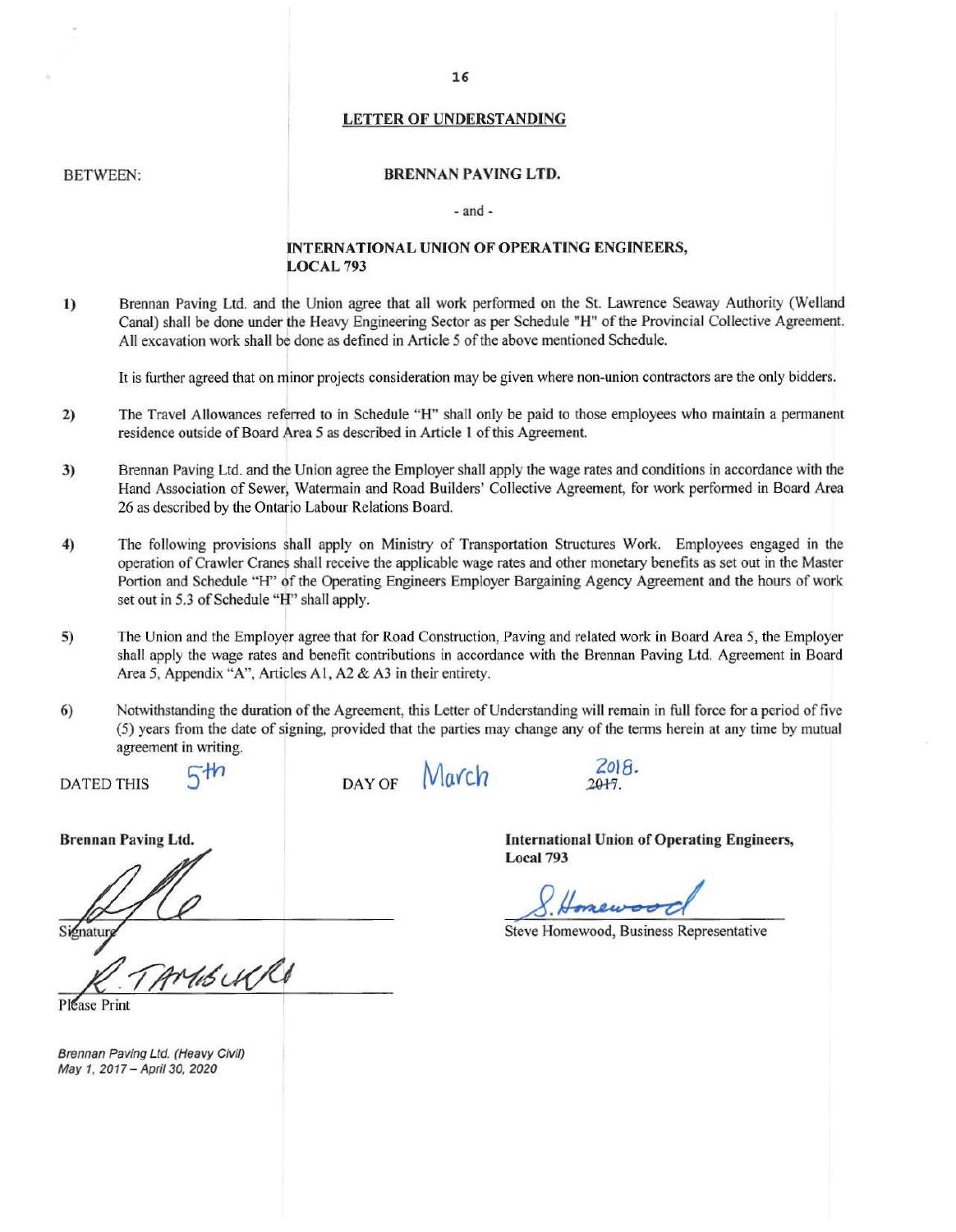## LETTER OF UNDERSTANDING

BETWEEN: **BRENNAN PAVING LTD.**

\- and -

**INTERNATIONAL UNION OF OPERATING ENGINEERS, LOCAL 793**

1) Brennan Paving Ltd. and the Union agree that all work performed on the St. Lawrence Seaway Authority (Welland Canal) shall be done under the Heavy Engineering Sector as per Schedule "H" of the Provincial Collective Agreement. All excavation work shall be done as defined in Article 5 of the above mentioned Schedule.

   It is further agreed that on minor projects consideration may be given where non-union contractors are the only bidders.

2) The Travel Allowances referred to in Schedule "H" shall only be paid to those employees who maintain a permanent residence outside of Board Area 5 as described in Article 1 of this Agreement.

3) Brennan Paving Ltd. and the Union agree the Employer shall apply the wage rates and conditions in accordance with the Hand Association of Sewer, Watermain and Road Builders' Collective Agreement, for work performed in Board Area 26 as described by the Ontario Labour Relations Board.

4) The following provisions shall apply on Ministry of Transportation Structures Work. Employees engaged in the operation of Crawler Cranes shall receive the applicable wage rates and other monetary benefits as set out in the Master Portion and Schedule "H" of the Operating Engineers Employer Bargaining Agency Agreement and the hours of work set out in 5.3 of Schedule "H" shall apply.

5) The Union and the Employer agree that for Road Construction, Paving and related work in Board Area 5, the Employer shall apply the wage rates and benefit contributions in accordance with the Brennan Paving Ltd. Agreement in Board Area 5, Appendix "A", Articles A1, A2 & A3 in their entirety.

6) Notwithstanding the duration of the Agreement, this Letter of Understanding will remain in full force for a period of five (5) years from the date of signing, provided that the parties may change any of the terms herein at any time by mutual agreement in writing.

DATED THIS 5th DAY OF March ~~2017~~ 2018.

**Brennan Paving Ltd.**

Signature

R. TAMBURRI

Please Print

**International Union of Operating Engineers, Local 793**

S. Homewood

Steve Homewood, Business Representative

*Brennan Paving Ltd. (Heavy Civil)*
*May 1, 2017 – April 30, 2020*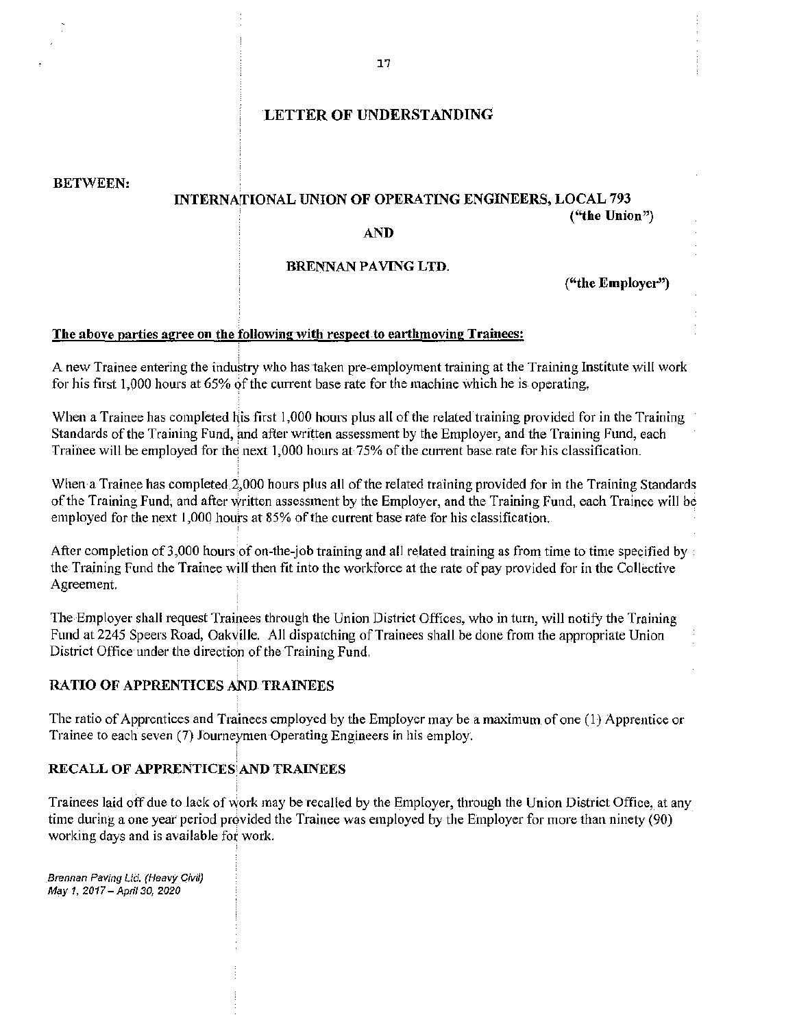# LETTER OF UNDERSTANDING

**BETWEEN:**

**INTERNATIONAL UNION OF OPERATING ENGINEERS, LOCAL 793**
**("the Union")**

**AND**

**BRENNAN PAVING LTD.**
**("the Employer")**

**The above parties agree on the following with respect to earthmoving Trainees:**

A new Trainee entering the industry who has taken pre-employment training at the Training Institute will work for his first 1,000 hours at 65% of the current base rate for the machine which he is operating.

When a Trainee has completed his first 1,000 hours plus all of the related training provided for in the Training Standards of the Training Fund, and after written assessment by the Employer, and the Training Fund, each Trainee will be employed for the next 1,000 hours at 75% of the current base rate for his classification.

When a Trainee has completed 2,000 hours plus all of the related training provided for in the Training Standards of the Training Fund, and after written assessment by the Employer, and the Training Fund, each Trainee will be employed for the next 1,000 hours at 85% of the current base rate for his classification.

After completion of 3,000 hours of on-the-job training and all related training as from time to time specified by the Training Fund the Trainee will then fit into the workforce at the rate of pay provided for in the Collective Agreement.

The Employer shall request Trainees through the Union District Offices, who in turn, will notify the Training Fund at 2245 Speers Road, Oakville. All dispatching of Trainees shall be done from the appropriate Union District Office under the direction of the Training Fund.

## RATIO OF APPRENTICES AND TRAINEES

The ratio of Apprentices and Trainees employed by the Employer may be a maximum of one (1) Apprentice or Trainee to each seven (7) Journeymen Operating Engineers in his employ.

## RECALL OF APPRENTICES AND TRAINEES

Trainees laid off due to lack of work may be recalled by the Employer, through the Union District Office, at any time during a one year period provided the Trainee was employed by the Employer for more than ninety (90) working days and is available for work.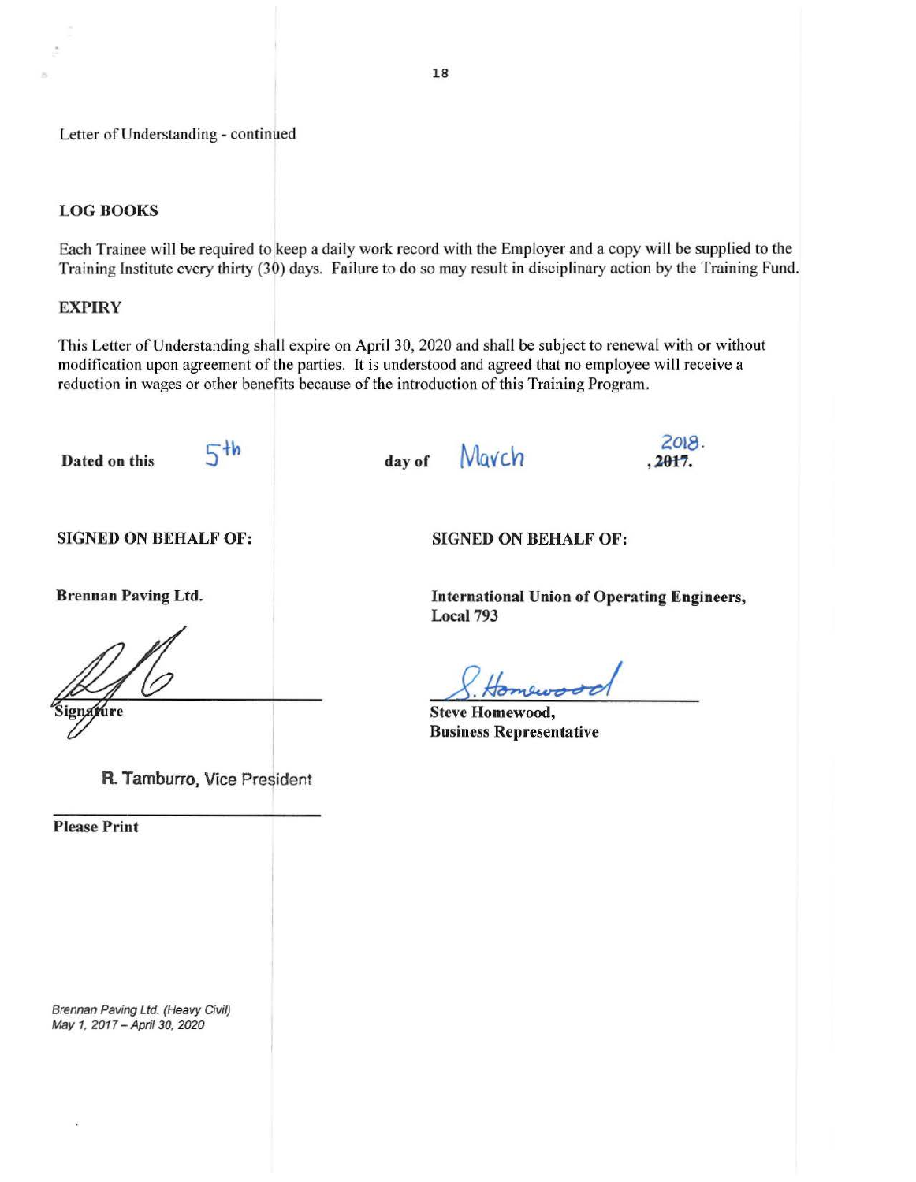Letter of Understanding - continued

## LOG BOOKS

Each Trainee will be required to keep a daily work record with the Employer and a copy will be supplied to the Training Institute every thirty (30) days. Failure to do so may result in disciplinary action by the Training Fund.

## EXPIRY

This Letter of Understanding shall expire on April 30, 2020 and shall be subject to renewal with or without modification upon agreement of the parties. It is understood and agreed that no employee will receive a reduction in wages or other benefits because of the introduction of this Training Program.

**Dated on this** 5th **day of** March ~~, 2017.~~ 2018.

| **SIGNED ON BEHALF OF:** | **SIGNED ON BEHALF OF:** |
| --- | --- |
| **Brennan Paving Ltd.** | **International Union of Operating Engineers, Local 793** |
| Signature | **Steve Homewood, Business Representative** |
| R. Tamburro, Vice President | |
| **Please Print** | |

*Brennan Paving Ltd. (Heavy Civil)*
*May 1, 2017 – April 30, 2020*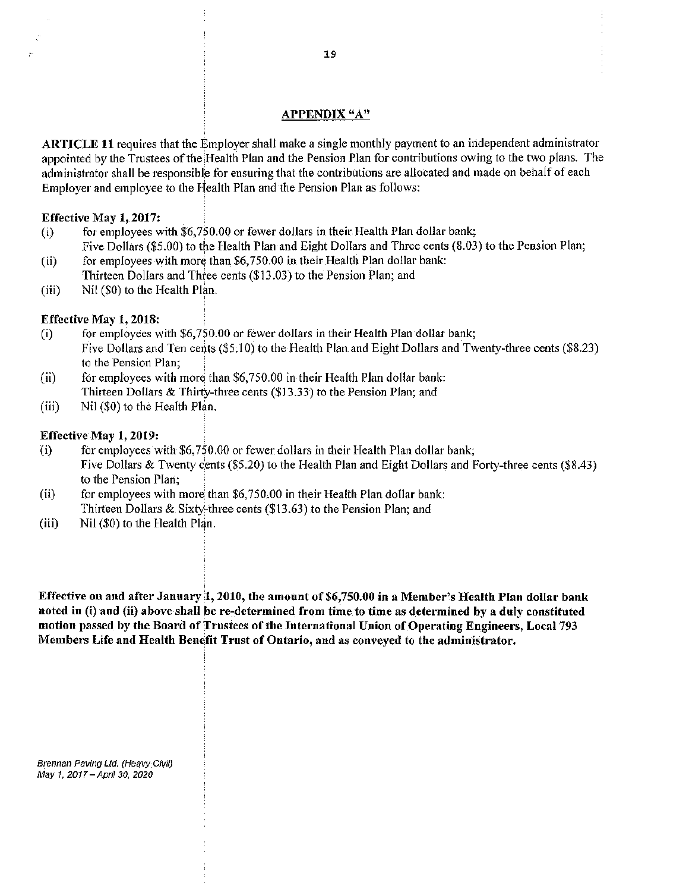## APPENDIX "A"

**ARTICLE 11** requires that the Employer shall make a single monthly payment to an independent administrator appointed by the Trustees of the Health Plan and the Pension Plan for contributions owing to the two plans. The administrator shall be responsible for ensuring that the contributions are allocated and made on behalf of each Employer and employee to the Health Plan and the Pension Plan as follows:

**Effective May 1, 2017:**

- (i) for employees with $6,750.00 or fewer dollars in their Health Plan dollar bank; Five Dollars ($5.00) to the Health Plan and Eight Dollars and Three cents (8.03) to the Pension Plan;
- (ii) for employees with more than $6,750.00 in their Health Plan dollar bank: Thirteen Dollars and Three cents ($13.03) to the Pension Plan; and
- (iii) Nil ($0) to the Health Plan.

**Effective May 1, 2018:**

- (i) for employees with $6,750.00 or fewer dollars in their Health Plan dollar bank; Five Dollars and Ten cents ($5.10) to the Health Plan and Eight Dollars and Twenty-three cents ($8.23) to the Pension Plan;
- (ii) for employees with more than $6,750.00 in their Health Plan dollar bank: Thirteen Dollars & Thirty-three cents ($13.33) to the Pension Plan; and
- (iii) Nil ($0) to the Health Plan.

**Effective May 1, 2019:**

- (i) for employees with $6,750.00 or fewer dollars in their Health Plan dollar bank; Five Dollars & Twenty cents ($5.20) to the Health Plan and Eight Dollars and Forty-three cents ($8.43) to the Pension Plan;
- (ii) for employees with more than $6,750.00 in their Health Plan dollar bank: Thirteen Dollars & Sixty-three cents ($13.63) to the Pension Plan; and
- (iii) Nil ($0) to the Health Plan.

**Effective on and after January 1, 2010, the amount of $6,750.00 in a Member's Health Plan dollar bank noted in (i) and (ii) above shall be re-determined from time to time as determined by a duly constituted motion passed by the Board of Trustees of the International Union of Operating Engineers, Local 793 Members Life and Health Benefit Trust of Ontario, and as conveyed to the administrator.**